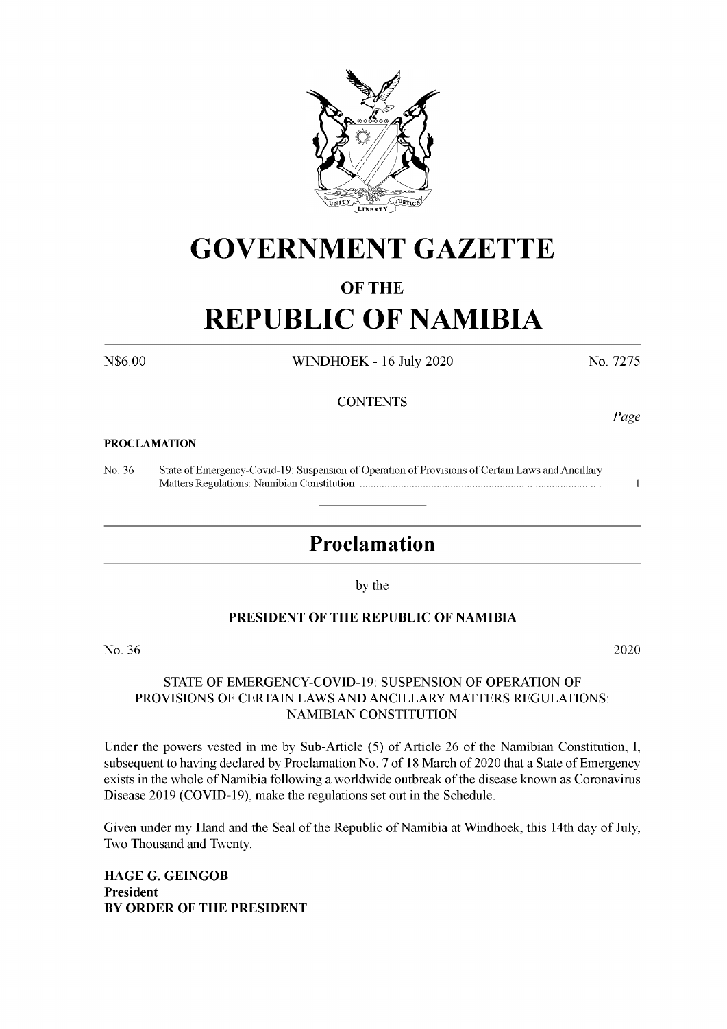# GOVERNMENT GAZETTE

## OF THE

# REPUBLIC OF NAMIBIA

N$6.00 WINDHOEK - 16 July 2020 No. 7275

CONTENTS

*Page*

**PROCLAMATION**

No. 36 State of Emergency-Covid-19: Suspension of Operation of Provisions of Certain Laws and Ancillary Matters Regulations: Namibian Constitution ............................................................................................ 1

---

## Proclamation

by the

### PRESIDENT OF THE REPUBLIC OF NAMIBIA

No. 36 2020

STATE OF EMERGENCY-COVID-19: SUSPENSION OF OPERATION OF PROVISIONS OF CERTAIN LAWS AND ANCILLARY MATTERS REGULATIONS: NAMIBIAN CONSTITUTION

Under the powers vested in me by Sub-Article (5) of Article 26 of the Namibian Constitution, I, subsequent to having declared by Proclamation No. 7 of 18 March of 2020 that a State of Emergency exists in the whole of Namibia following a worldwide outbreak of the disease known as Coronavirus Disease 2019 (COVID-19), make the regulations set out in the Schedule.

Given under my Hand and the Seal of the Republic of Namibia at Windhoek, this 14th day of July, Two Thousand and Twenty.

**HAGE G. GEINGOB**
**President**
**BY ORDER OF THE PRESIDENT**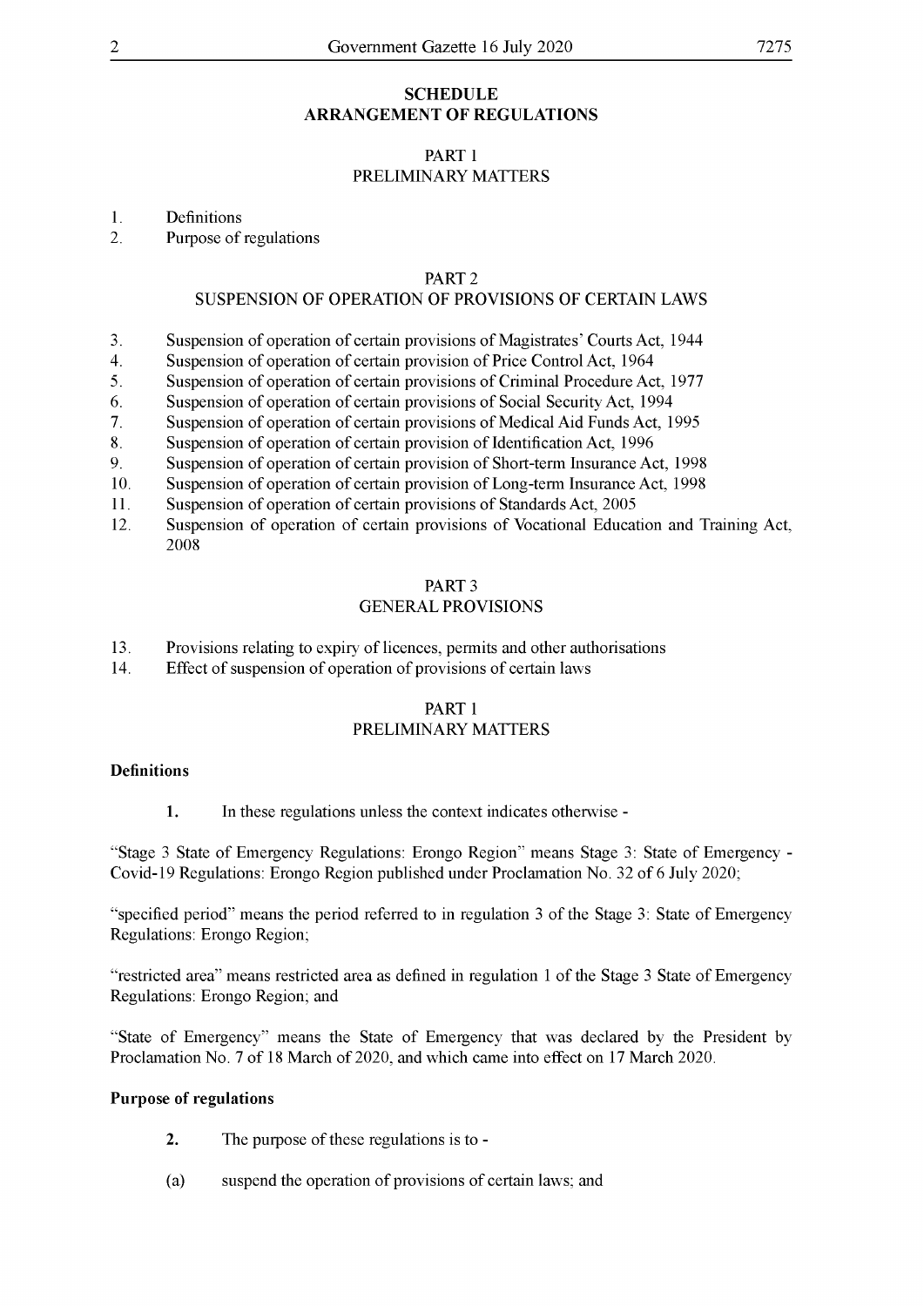## SCHEDULE
## ARRANGEMENT OF REGULATIONS

### PART 1
### PRELIMINARY MATTERS

1. Definitions
2. Purpose of regulations

### PART 2
### SUSPENSION OF OPERATION OF PROVISIONS OF CERTAIN LAWS

3. Suspension of operation of certain provisions of Magistrates' Courts Act, 1944
4. Suspension of operation of certain provision of Price Control Act, 1964
5. Suspension of operation of certain provisions of Criminal Procedure Act, 1977
6. Suspension of operation of certain provisions of Social Security Act, 1994
7. Suspension of operation of certain provisions of Medical Aid Funds Act, 1995
8. Suspension of operation of certain provision of Identification Act, 1996
9. Suspension of operation of certain provision of Short-term Insurance Act, 1998
10. Suspension of operation of certain provision of Long-term Insurance Act, 1998
11. Suspension of operation of certain provisions of Standards Act, 2005
12. Suspension of operation of certain provisions of Vocational Education and Training Act, 2008

### PART 3
### GENERAL PROVISIONS

13. Provisions relating to expiry of licences, permits and other authorisations
14. Effect of suspension of operation of provisions of certain laws

### PART 1
### PRELIMINARY MATTERS

**Definitions**

**1.** In these regulations unless the context indicates otherwise -

"Stage 3 State of Emergency Regulations: Erongo Region" means Stage 3: State of Emergency - Covid-19 Regulations: Erongo Region published under Proclamation No. 32 of 6 July 2020;

"specified period" means the period referred to in regulation 3 of the Stage 3: State of Emergency Regulations: Erongo Region;

"restricted area" means restricted area as defined in regulation 1 of the Stage 3 State of Emergency Regulations: Erongo Region; and

"State of Emergency" means the State of Emergency that was declared by the President by Proclamation No. 7 of 18 March of 2020, and which came into effect on 17 March 2020.

**Purpose of regulations**

**2.** The purpose of these regulations is to -

(a) suspend the operation of provisions of certain laws; and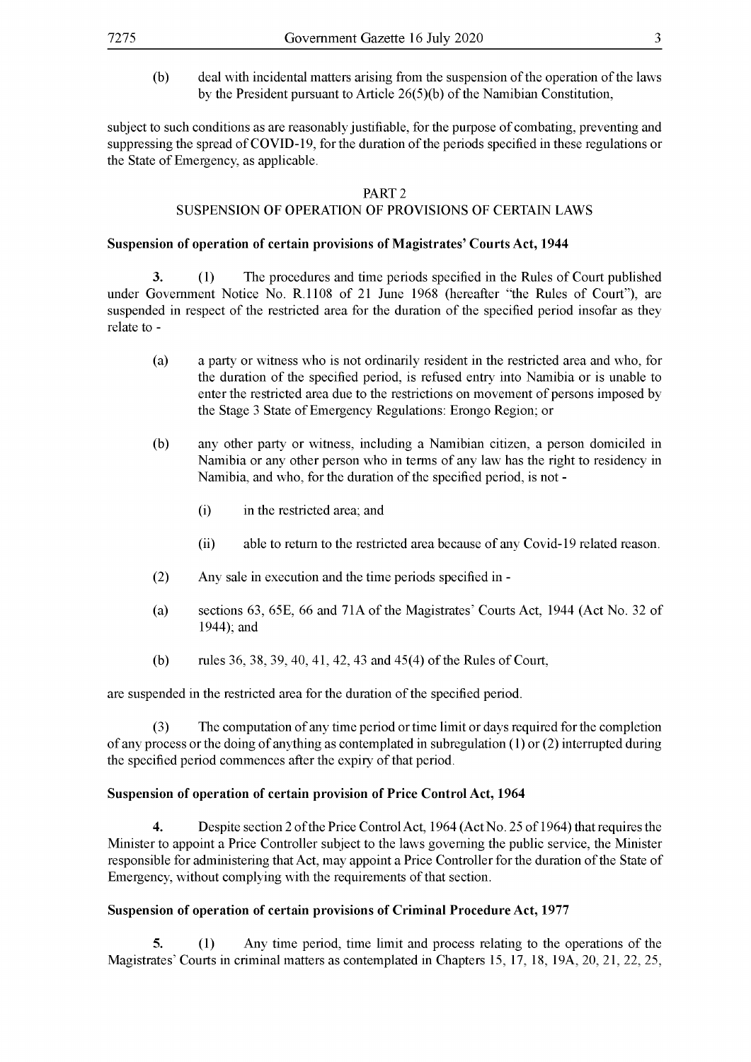(b) deal with incidental matters arising from the suspension of the operation of the laws by the President pursuant to Article 26(5)(b) of the Namibian Constitution,

subject to such conditions as are reasonably justifiable, for the purpose of combating, preventing and suppressing the spread of COVID-19, for the duration of the periods specified in these regulations or the State of Emergency, as applicable.

## PART 2
## SUSPENSION OF OPERATION OF PROVISIONS OF CERTAIN LAWS

**Suspension of operation of certain provisions of Magistrates' Courts Act, 1944**

**3.** (1) The procedures and time periods specified in the Rules of Court published under Government Notice No. R.1108 of 21 June 1968 (hereafter "the Rules of Court"), are suspended in respect of the restricted area for the duration of the specified period insofar as they relate to -

(a) a party or witness who is not ordinarily resident in the restricted area and who, for the duration of the specified period, is refused entry into Namibia or is unable to enter the restricted area due to the restrictions on movement of persons imposed by the Stage 3 State of Emergency Regulations: Erongo Region; or

(b) any other party or witness, including a Namibian citizen, a person domiciled in Namibia or any other person who in terms of any law has the right to residency in Namibia, and who, for the duration of the specified period, is not -

(i) in the restricted area; and

(ii) able to return to the restricted area because of any Covid-19 related reason.

(2) Any sale in execution and the time periods specified in -

(a) sections 63, 65E, 66 and 71A of the Magistrates' Courts Act, 1944 (Act No. 32 of 1944); and

(b) rules 36, 38, 39, 40, 41, 42, 43 and 45(4) of the Rules of Court,

are suspended in the restricted area for the duration of the specified period.

(3) The computation of any time period or time limit or days required for the completion of any process or the doing of anything as contemplated in subregulation (1) or (2) interrupted during the specified period commences after the expiry of that period.

**Suspension of operation of certain provision of Price Control Act, 1964**

**4.** Despite section 2 of the Price Control Act, 1964 (Act No. 25 of 1964) that requires the Minister to appoint a Price Controller subject to the laws governing the public service, the Minister responsible for administering that Act, may appoint a Price Controller for the duration of the State of Emergency, without complying with the requirements of that section.

**Suspension of operation of certain provisions of Criminal Procedure Act, 1977**

**5.** (1) Any time period, time limit and process relating to the operations of the Magistrates' Courts in criminal matters as contemplated in Chapters 15, 17, 18, 19A, 20, 21, 22, 25,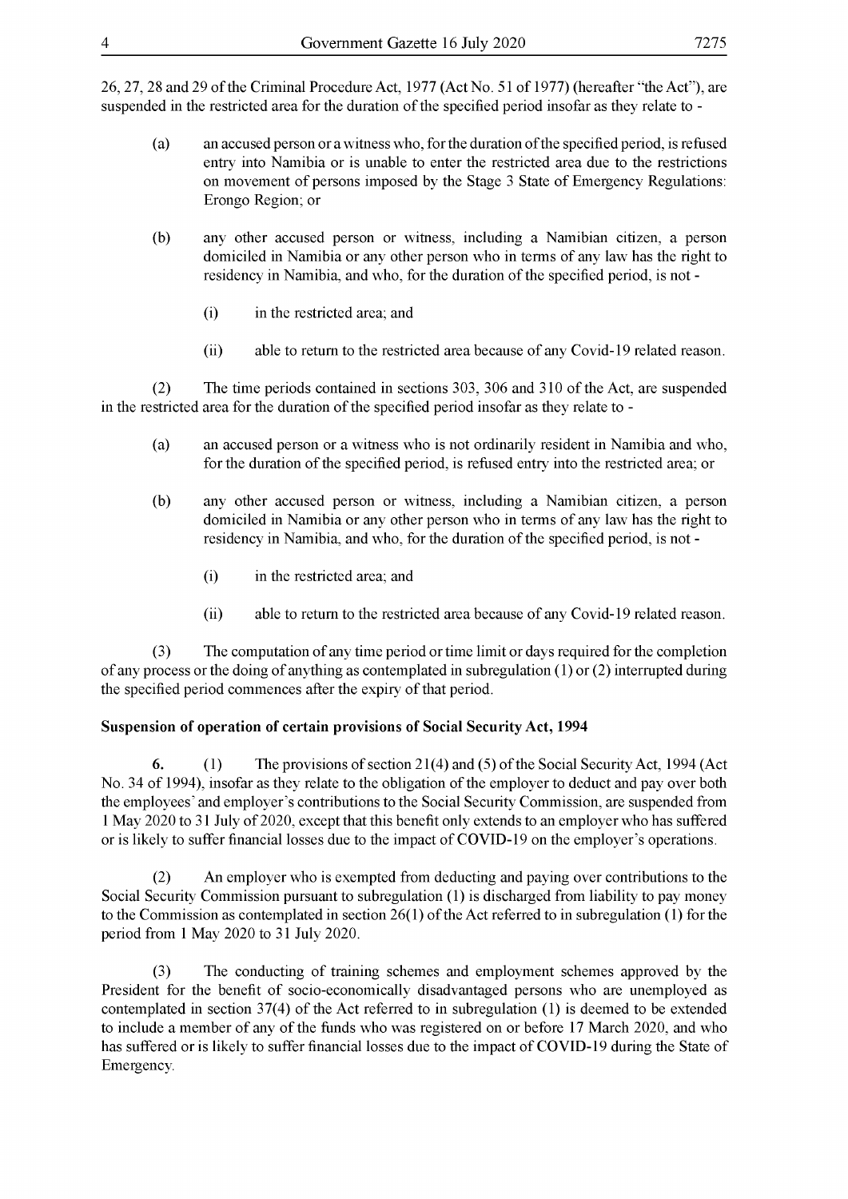26, 27, 28 and 29 of the Criminal Procedure Act, 1977 (Act No. 51 of 1977) (hereafter "the Act"), are suspended in the restricted area for the duration of the specified period insofar as they relate to -

(a) an accused person or a witness who, for the duration of the specified period, is refused entry into Namibia or is unable to enter the restricted area due to the restrictions on movement of persons imposed by the Stage 3 State of Emergency Regulations: Erongo Region; or

(b) any other accused person or witness, including a Namibian citizen, a person domiciled in Namibia or any other person who in terms of any law has the right to residency in Namibia, and who, for the duration of the specified period, is not -

(i) in the restricted area; and

(ii) able to return to the restricted area because of any Covid-19 related reason.

(2) The time periods contained in sections 303, 306 and 310 of the Act, are suspended in the restricted area for the duration of the specified period insofar as they relate to -

(a) an accused person or a witness who is not ordinarily resident in Namibia and who, for the duration of the specified period, is refused entry into the restricted area; or

(b) any other accused person or witness, including a Namibian citizen, a person domiciled in Namibia or any other person who in terms of any law has the right to residency in Namibia, and who, for the duration of the specified period, is not -

(i) in the restricted area; and

(ii) able to return to the restricted area because of any Covid-19 related reason.

(3) The computation of any time period or time limit or days required for the completion of any process or the doing of anything as contemplated in subregulation (1) or (2) interrupted during the specified period commences after the expiry of that period.

**Suspension of operation of certain provisions of Social Security Act, 1994**

**6.** (1) The provisions of section 21(4) and (5) of the Social Security Act, 1994 (Act No. 34 of 1994), insofar as they relate to the obligation of the employer to deduct and pay over both the employees' and employer's contributions to the Social Security Commission, are suspended from 1 May 2020 to 31 July of 2020, except that this benefit only extends to an employer who has suffered or is likely to suffer financial losses due to the impact of COVID-19 on the employer's operations.

(2) An employer who is exempted from deducting and paying over contributions to the Social Security Commission pursuant to subregulation (1) is discharged from liability to pay money to the Commission as contemplated in section 26(1) of the Act referred to in subregulation (1) for the period from 1 May 2020 to 31 July 2020.

(3) The conducting of training schemes and employment schemes approved by the President for the benefit of socio-economically disadvantaged persons who are unemployed as contemplated in section 37(4) of the Act referred to in subregulation (1) is deemed to be extended to include a member of any of the funds who was registered on or before 17 March 2020, and who has suffered or is likely to suffer financial losses due to the impact of COVID-19 during the State of Emergency.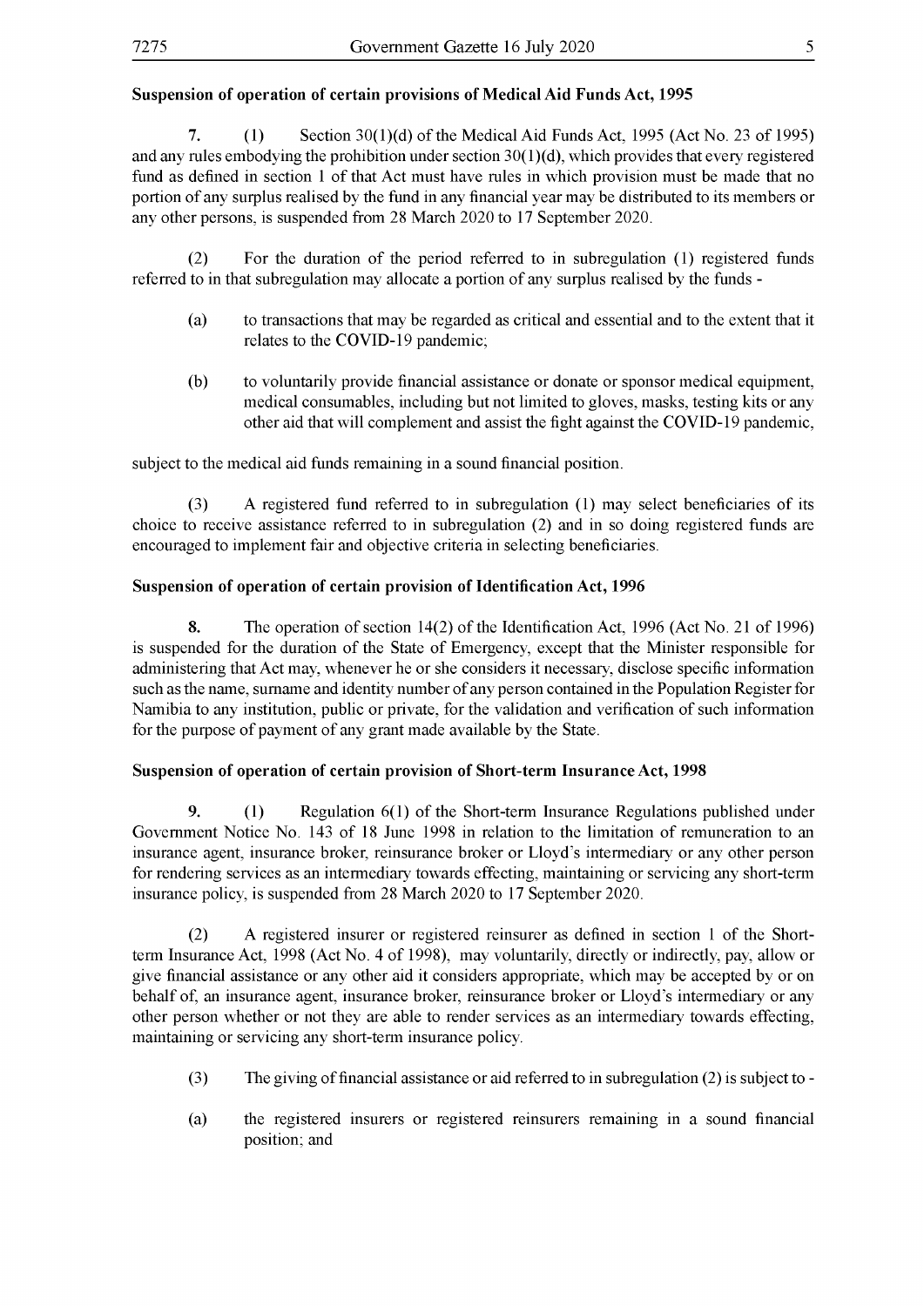**Suspension of operation of certain provisions of Medical Aid Funds Act, 1995**

**7.** (1) Section 30(1)(d) of the Medical Aid Funds Act, 1995 (Act No. 23 of 1995) and any rules embodying the prohibition under section 30(1)(d), which provides that every registered fund as defined in section 1 of that Act must have rules in which provision must be made that no portion of any surplus realised by the fund in any financial year may be distributed to its members or any other persons, is suspended from 28 March 2020 to 17 September 2020.

(2) For the duration of the period referred to in subregulation (1) registered funds referred to in that subregulation may allocate a portion of any surplus realised by the funds -

(a) to transactions that may be regarded as critical and essential and to the extent that it relates to the COVID-19 pandemic;

(b) to voluntarily provide financial assistance or donate or sponsor medical equipment, medical consumables, including but not limited to gloves, masks, testing kits or any other aid that will complement and assist the fight against the COVID-19 pandemic,

subject to the medical aid funds remaining in a sound financial position.

(3) A registered fund referred to in subregulation (1) may select beneficiaries of its choice to receive assistance referred to in subregulation (2) and in so doing registered funds are encouraged to implement fair and objective criteria in selecting beneficiaries.

**Suspension of operation of certain provision of Identification Act, 1996**

**8.** The operation of section 14(2) of the Identification Act, 1996 (Act No. 21 of 1996) is suspended for the duration of the State of Emergency, except that the Minister responsible for administering that Act may, whenever he or she considers it necessary, disclose specific information such as the name, surname and identity number of any person contained in the Population Register for Namibia to any institution, public or private, for the validation and verification of such information for the purpose of payment of any grant made available by the State.

**Suspension of operation of certain provision of Short-term Insurance Act, 1998**

**9.** (1) Regulation 6(1) of the Short-term Insurance Regulations published under Government Notice No. 143 of 18 June 1998 in relation to the limitation of remuneration to an insurance agent, insurance broker, reinsurance broker or Lloyd's intermediary or any other person for rendering services as an intermediary towards effecting, maintaining or servicing any short-term insurance policy, is suspended from 28 March 2020 to 17 September 2020.

(2) A registered insurer or registered reinsurer as defined in section 1 of the Short-term Insurance Act, 1998 (Act No. 4 of 1998), may voluntarily, directly or indirectly, pay, allow or give financial assistance or any other aid it considers appropriate, which may be accepted by or on behalf of, an insurance agent, insurance broker, reinsurance broker or Lloyd's intermediary or any other person whether or not they are able to render services as an intermediary towards effecting, maintaining or servicing any short-term insurance policy.

(3) The giving of financial assistance or aid referred to in subregulation (2) is subject to -

(a) the registered insurers or registered reinsurers remaining in a sound financial position; and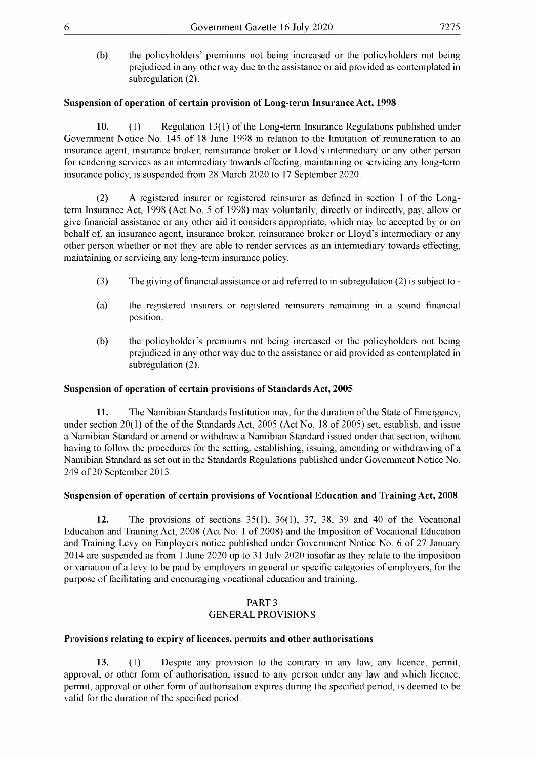(b) the policyholders' premiums not being increased or the policyholders not being prejudiced in any other way due to the assistance or aid provided as contemplated in subregulation (2).

**Suspension of operation of certain provision of Long-term Insurance Act, 1998**

**10.** (1) Regulation 13(1) of the Long-term Insurance Regulations published under Government Notice No. 145 of 18 June 1998 in relation to the limitation of remuneration to an insurance agent, insurance broker, reinsurance broker or Lloyd's intermediary or any other person for rendering services as an intermediary towards effecting, maintaining or servicing any long-term insurance policy, is suspended from 28 March 2020 to 17 September 2020.

(2) A registered insurer or registered reinsurer as defined in section 1 of the Long-term Insurance Act, 1998 (Act No. 5 of 1998) may voluntarily, directly or indirectly, pay, allow or give financial assistance or any other aid it considers appropriate, which may be accepted by or on behalf of, an insurance agent, insurance broker, reinsurance broker or Lloyd's intermediary or any other person whether or not they are able to render services as an intermediary towards effecting, maintaining or servicing any long-term insurance policy.

(3) The giving of financial assistance or aid referred to in subregulation (2) is subject to -

(a) the registered insurers or registered reinsurers remaining in a sound financial position;

(b) the policyholder's premiums not being increased or the policyholders not being prejudiced in any other way due to the assistance or aid provided as contemplated in subregulation (2).

**Suspension of operation of certain provisions of Standards Act, 2005**

**11.** The Namibian Standards Institution may, for the duration of the State of Emergency, under section 20(1) of the of the Standards Act, 2005 (Act No. 18 of 2005) set, establish, and issue a Namibian Standard or amend or withdraw a Namibian Standard issued under that section, without having to follow the procedures for the setting, establishing, issuing, amending or withdrawing of a Namibian Standard as set out in the Standards Regulations published under Government Notice No. 249 of 20 September 2013.

**Suspension of operation of certain provisions of Vocational Education and Training Act, 2008**

**12.** The provisions of sections 35(1), 36(1), 37, 38, 39 and 40 of the Vocational Education and Training Act, 2008 (Act No. 1 of 2008) and the Imposition of Vocational Education and Training Levy on Employers notice published under Government Notice No. 6 of 27 January 2014 are suspended as from 1 June 2020 up to 31 July 2020 insofar as they relate to the imposition or variation of a levy to be paid by employers in general or specific categories of employers, for the purpose of facilitating and encouraging vocational education and training.

## PART 3
## GENERAL PROVISIONS

**Provisions relating to expiry of licences, permits and other authorisations**

**13.** (1) Despite any provision to the contrary in any law, any licence, permit, approval, or other form of authorisation, issued to any person under any law and which licence, permit, approval or other form of authorisation expires during the specified period, is deemed to be valid for the duration of the specified period.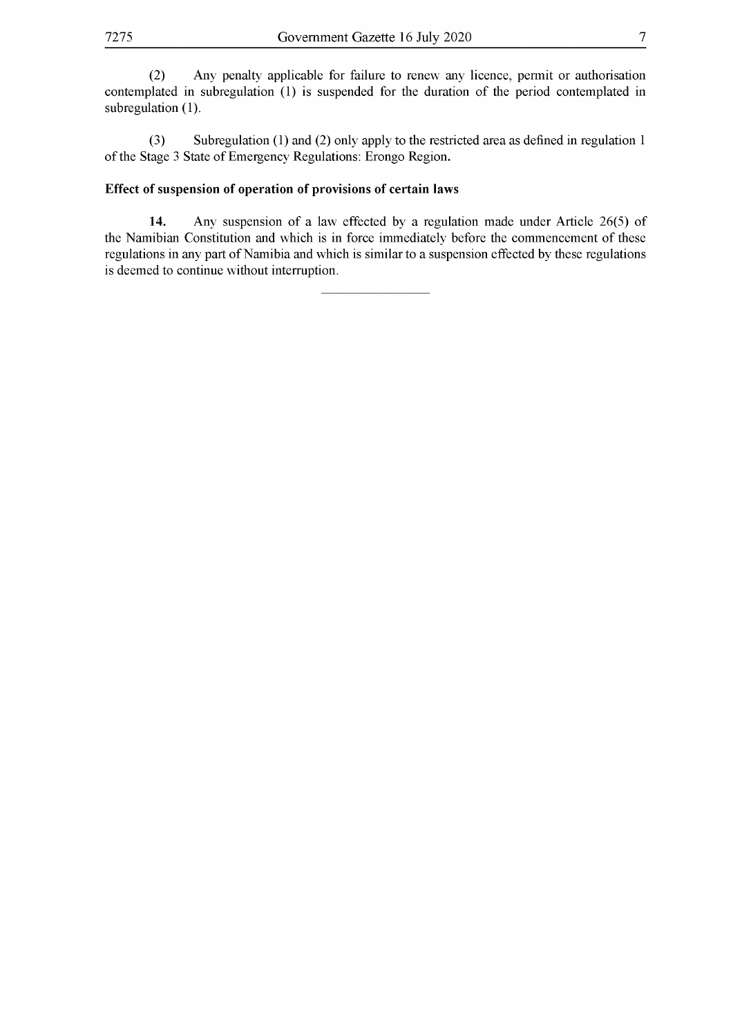(2) Any penalty applicable for failure to renew any licence, permit or authorisation contemplated in subregulation (1) is suspended for the duration of the period contemplated in subregulation (1).

(3) Subregulation (1) and (2) only apply to the restricted area as defined in regulation 1 of the Stage 3 State of Emergency Regulations: Erongo Region.

**Effect of suspension of operation of provisions of certain laws**

**14.** Any suspension of a law effected by a regulation made under Article 26(5) of the Namibian Constitution and which is in force immediately before the commencement of these regulations in any part of Namibia and which is similar to a suspension effected by these regulations is deemed to continue without interruption.

---